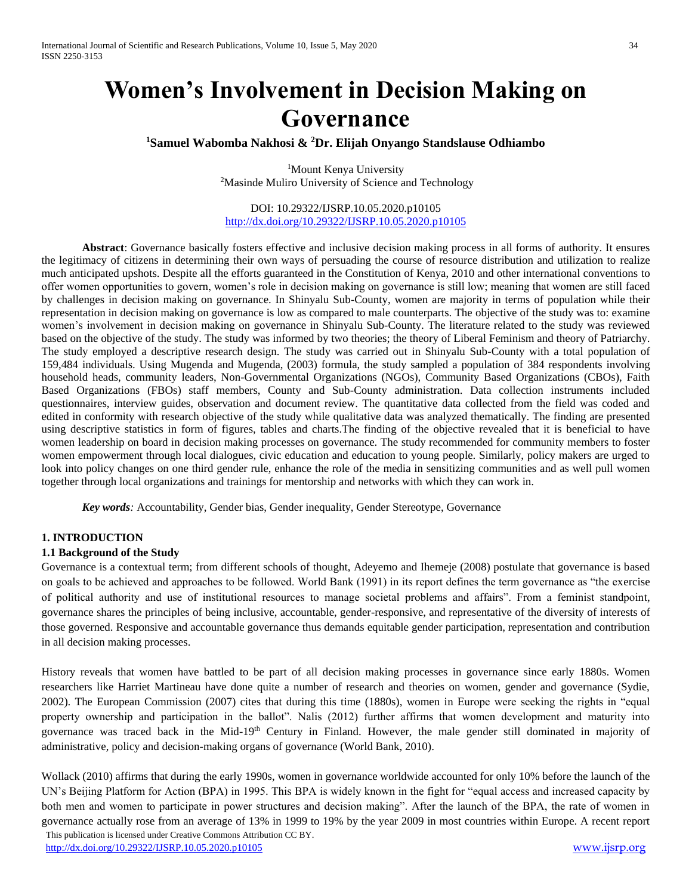# Women's Involvement in Decision Making on Governance

**[1]Samuel Wabomba Nakhosi & [2]Dr. Elijah Onyango Standslause Odhiambo**

[1]Mount Kenya University
[2]Masinde Muliro University of Science and Technology

DOI: 10.29322/IJSRP.10.05.2020.p10105
http://dx.doi.org/10.29322/IJSRP.10.05.2020.p10105

**Abstract**: Governance basically fosters effective and inclusive decision making process in all forms of authority. It ensures the legitimacy of citizens in determining their own ways of persuading the course of resource distribution and utilization to realize much anticipated upshots. Despite all the efforts guaranteed in the Constitution of Kenya, 2010 and other international conventions to offer women opportunities to govern, women's role in decision making on governance is still low; meaning that women are still faced by challenges in decision making on governance. In Shinyalu Sub-County, women are majority in terms of population while their representation in decision making on governance is low as compared to male counterparts. The objective of the study was to: examine women's involvement in decision making on governance in Shinyalu Sub-County. The literature related to the study was reviewed based on the objective of the study. The study was informed by two theories; the theory of Liberal Feminism and theory of Patriarchy. The study employed a descriptive research design. The study was carried out in Shinyalu Sub-County with a total population of 159,484 individuals. Using Mugenda and Mugenda, (2003) formula, the study sampled a population of 384 respondents involving household heads, community leaders, Non-Governmental Organizations (NGOs), Community Based Organizations (CBOs), Faith Based Organizations (FBOs) staff members, County and Sub-County administration. Data collection instruments included questionnaires, interview guides, observation and document review. The quantitative data collected from the field was coded and edited in conformity with research objective of the study while qualitative data was analyzed thematically. The finding are presented using descriptive statistics in form of figures, tables and charts.The finding of the objective revealed that it is beneficial to have women leadership on board in decision making processes on governance. The study recommended for community members to foster women empowerment through local dialogues, civic education and education to young people. Similarly, policy makers are urged to look into policy changes on one third gender rule, enhance the role of the media in sensitizing communities and as well pull women together through local organizations and trainings for mentorship and networks with which they can work in.

***Key words**:* Accountability, Gender bias, Gender inequality, Gender Stereotype, Governance

## 1. INTRODUCTION

### 1.1 Background of the Study

Governance is a contextual term; from different schools of thought, Adeyemo and Ihemeje (2008) postulate that governance is based on goals to be achieved and approaches to be followed. World Bank (1991) in its report defines the term governance as "the exercise of political authority and use of institutional resources to manage societal problems and affairs". From a feminist standpoint, governance shares the principles of being inclusive, accountable, gender-responsive, and representative of the diversity of interests of those governed. Responsive and accountable governance thus demands equitable gender participation, representation and contribution in all decision making processes.

History reveals that women have battled to be part of all decision making processes in governance since early 1880s. Women researchers like Harriet Martineau have done quite a number of research and theories on women, gender and governance (Sydie, 2002). The European Commission (2007) cites that during this time (1880s), women in Europe were seeking the rights in "equal property ownership and participation in the ballot". Nalis (2012) further affirms that women development and maturity into governance was traced back in the Mid-19th Century in Finland. However, the male gender still dominated in majority of administrative, policy and decision-making organs of governance (World Bank, 2010).

Wollack (2010) affirms that during the early 1990s, women in governance worldwide accounted for only 10% before the launch of the UN's Beijing Platform for Action (BPA) in 1995. This BPA is widely known in the fight for "equal access and increased capacity by both men and women to participate in power structures and decision making". After the launch of the BPA, the rate of women in governance actually rose from an average of 13% in 1999 to 19% by the year 2009 in most countries within Europe. A recent report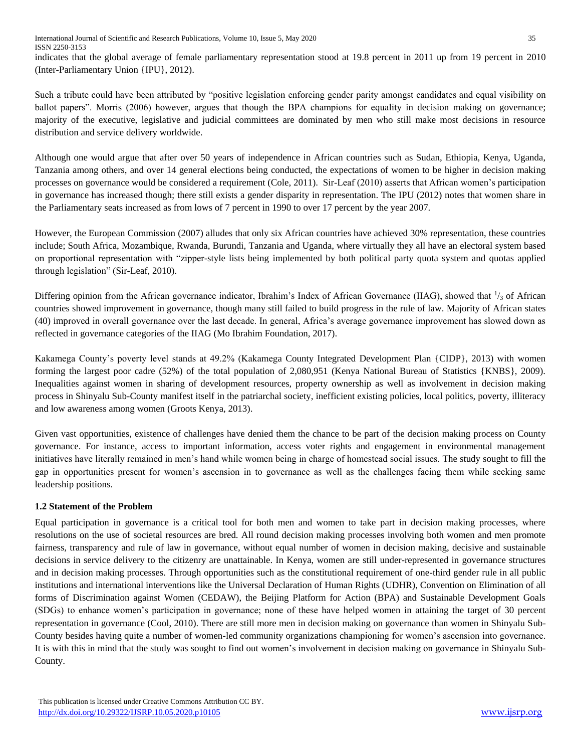indicates that the global average of female parliamentary representation stood at 19.8 percent in 2011 up from 19 percent in 2010 (Inter-Parliamentary Union {IPU}, 2012).

Such a tribute could have been attributed by "positive legislation enforcing gender parity amongst candidates and equal visibility on ballot papers". Morris (2006) however, argues that though the BPA champions for equality in decision making on governance; majority of the executive, legislative and judicial committees are dominated by men who still make most decisions in resource distribution and service delivery worldwide.

Although one would argue that after over 50 years of independence in African countries such as Sudan, Ethiopia, Kenya, Uganda, Tanzania among others, and over 14 general elections being conducted, the expectations of women to be higher in decision making processes on governance would be considered a requirement (Cole, 2011). Sir-Leaf (2010) asserts that African women's participation in governance has increased though; there still exists a gender disparity in representation. The IPU (2012) notes that women share in the Parliamentary seats increased as from lows of 7 percent in 1990 to over 17 percent by the year 2007.

However, the European Commission (2007) alludes that only six African countries have achieved 30% representation, these countries include; South Africa, Mozambique, Rwanda, Burundi, Tanzania and Uganda, where virtually they all have an electoral system based on proportional representation with "zipper-style lists being implemented by both political party quota system and quotas applied through legislation" (Sir-Leaf, 2010).

Differing opinion from the African governance indicator, Ibrahim's Index of African Governance (IIAG), showed that $^{1}/_{3}$ of African countries showed improvement in governance, though many still failed to build progress in the rule of law. Majority of African states (40) improved in overall governance over the last decade. In general, Africa's average governance improvement has slowed down as reflected in governance categories of the IIAG (Mo Ibrahim Foundation, 2017).

Kakamega County's poverty level stands at 49.2% (Kakamega County Integrated Development Plan {CIDP}, 2013) with women forming the largest poor cadre (52%) of the total population of 2,080,951 (Kenya National Bureau of Statistics {KNBS}, 2009). Inequalities against women in sharing of development resources, property ownership as well as involvement in decision making process in Shinyalu Sub-County manifest itself in the patriarchal society, inefficient existing policies, local politics, poverty, illiteracy and low awareness among women (Groots Kenya, 2013).

Given vast opportunities, existence of challenges have denied them the chance to be part of the decision making process on County governance. For instance, access to important information, access voter rights and engagement in environmental management initiatives have literally remained in men's hand while women being in charge of homestead social issues. The study sought to fill the gap in opportunities present for women's ascension in to governance as well as the challenges facing them while seeking same leadership positions.

### 1.2 Statement of the Problem

Equal participation in governance is a critical tool for both men and women to take part in decision making processes, where resolutions on the use of societal resources are bred. All round decision making processes involving both women and men promote fairness, transparency and rule of law in governance, without equal number of women in decision making, decisive and sustainable decisions in service delivery to the citizenry are unattainable. In Kenya, women are still under-represented in governance structures and in decision making processes. Through opportunities such as the constitutional requirement of one-third gender rule in all public institutions and international interventions like the Universal Declaration of Human Rights (UDHR), Convention on Elimination of all forms of Discrimination against Women (CEDAW), the Beijing Platform for Action (BPA) and Sustainable Development Goals (SDGs) to enhance women's participation in governance; none of these have helped women in attaining the target of 30 percent representation in governance (Cool, 2010). There are still more men in decision making on governance than women in Shinyalu Sub-County besides having quite a number of women-led community organizations championing for women's ascension into governance. It is with this in mind that the study was sought to find out women's involvement in decision making on governance in Shinyalu Sub-County.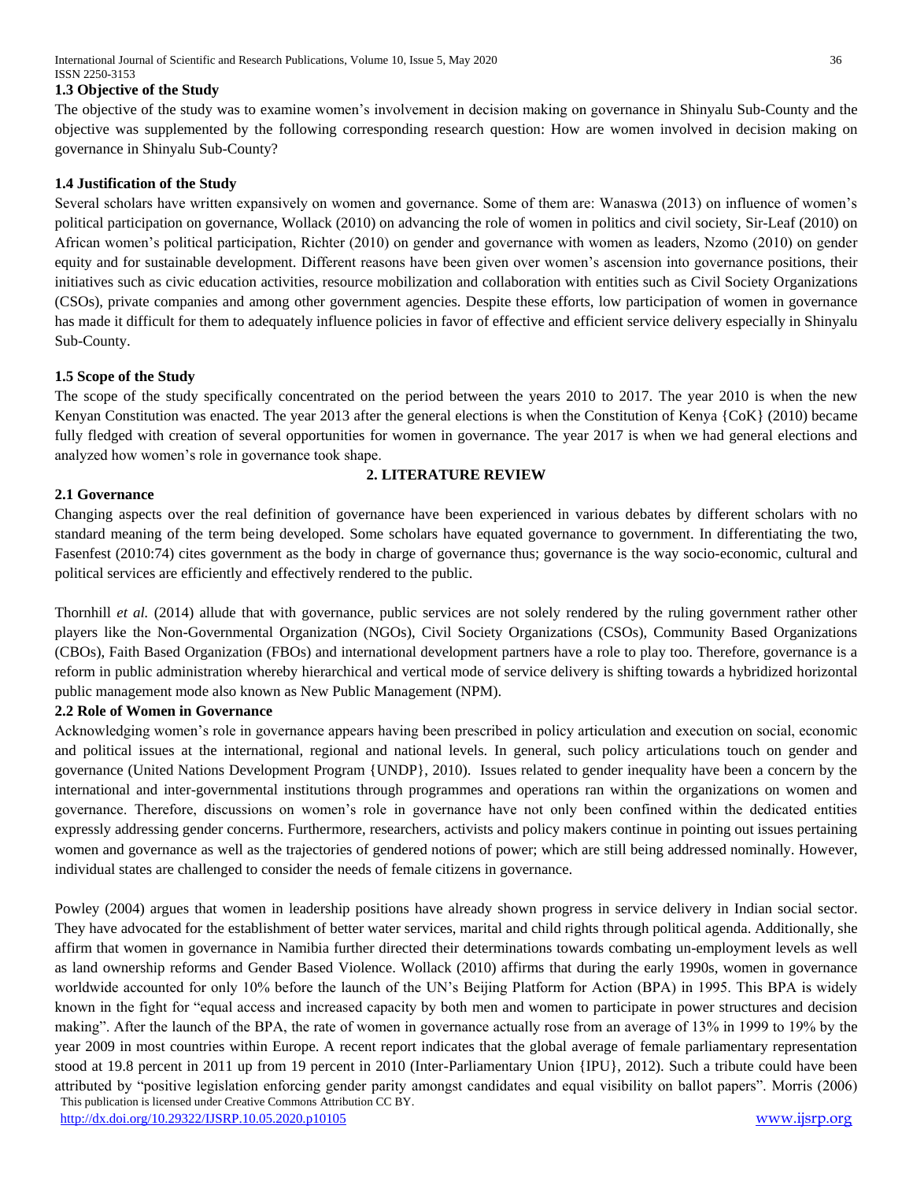### 1.3 Objective of the Study

The objective of the study was to examine women's involvement in decision making on governance in Shinyalu Sub-County and the objective was supplemented by the following corresponding research question: How are women involved in decision making on governance in Shinyalu Sub-County?

### 1.4 Justification of the Study

Several scholars have written expansively on women and governance. Some of them are: Wanaswa (2013) on influence of women's political participation on governance, Wollack (2010) on advancing the role of women in politics and civil society, Sir-Leaf (2010) on African women's political participation, Richter (2010) on gender and governance with women as leaders, Nzomo (2010) on gender equity and for sustainable development. Different reasons have been given over women's ascension into governance positions, their initiatives such as civic education activities, resource mobilization and collaboration with entities such as Civil Society Organizations (CSOs), private companies and among other government agencies. Despite these efforts, low participation of women in governance has made it difficult for them to adequately influence policies in favor of effective and efficient service delivery especially in Shinyalu Sub-County.

### 1.5 Scope of the Study

The scope of the study specifically concentrated on the period between the years 2010 to 2017. The year 2010 is when the new Kenyan Constitution was enacted. The year 2013 after the general elections is when the Constitution of Kenya {CoK} (2010) became fully fledged with creation of several opportunities for women in governance. The year 2017 is when we had general elections and analyzed how women's role in governance took shape.

## 2. LITERATURE REVIEW

### 2.1 Governance

Changing aspects over the real definition of governance have been experienced in various debates by different scholars with no standard meaning of the term being developed. Some scholars have equated governance to government. In differentiating the two, Fasenfest (2010:74) cites government as the body in charge of governance thus; governance is the way socio-economic, cultural and political services are efficiently and effectively rendered to the public.

Thornhill *et al.* (2014) allude that with governance, public services are not solely rendered by the ruling government rather other players like the Non-Governmental Organization (NGOs), Civil Society Organizations (CSOs), Community Based Organizations (CBOs), Faith Based Organization (FBOs) and international development partners have a role to play too. Therefore, governance is a reform in public administration whereby hierarchical and vertical mode of service delivery is shifting towards a hybridized horizontal public management mode also known as New Public Management (NPM).

### 2.2 Role of Women in Governance

Acknowledging women's role in governance appears having been prescribed in policy articulation and execution on social, economic and political issues at the international, regional and national levels. In general, such policy articulations touch on gender and governance (United Nations Development Program {UNDP}, 2010). Issues related to gender inequality have been a concern by the international and inter-governmental institutions through programmes and operations ran within the organizations on women and governance. Therefore, discussions on women's role in governance have not only been confined within the dedicated entities expressly addressing gender concerns. Furthermore, researchers, activists and policy makers continue in pointing out issues pertaining women and governance as well as the trajectories of gendered notions of power; which are still being addressed nominally. However, individual states are challenged to consider the needs of female citizens in governance.

Powley (2004) argues that women in leadership positions have already shown progress in service delivery in Indian social sector. They have advocated for the establishment of better water services, marital and child rights through political agenda. Additionally, she affirm that women in governance in Namibia further directed their determinations towards combating un-employment levels as well as land ownership reforms and Gender Based Violence. Wollack (2010) affirms that during the early 1990s, women in governance worldwide accounted for only 10% before the launch of the UN's Beijing Platform for Action (BPA) in 1995. This BPA is widely known in the fight for "equal access and increased capacity by both men and women to participate in power structures and decision making". After the launch of the BPA, the rate of women in governance actually rose from an average of 13% in 1999 to 19% by the year 2009 in most countries within Europe. A recent report indicates that the global average of female parliamentary representation stood at 19.8 percent in 2011 up from 19 percent in 2010 (Inter-Parliamentary Union {IPU}, 2012). Such a tribute could have been attributed by "positive legislation enforcing gender parity amongst candidates and equal visibility on ballot papers". Morris (2006)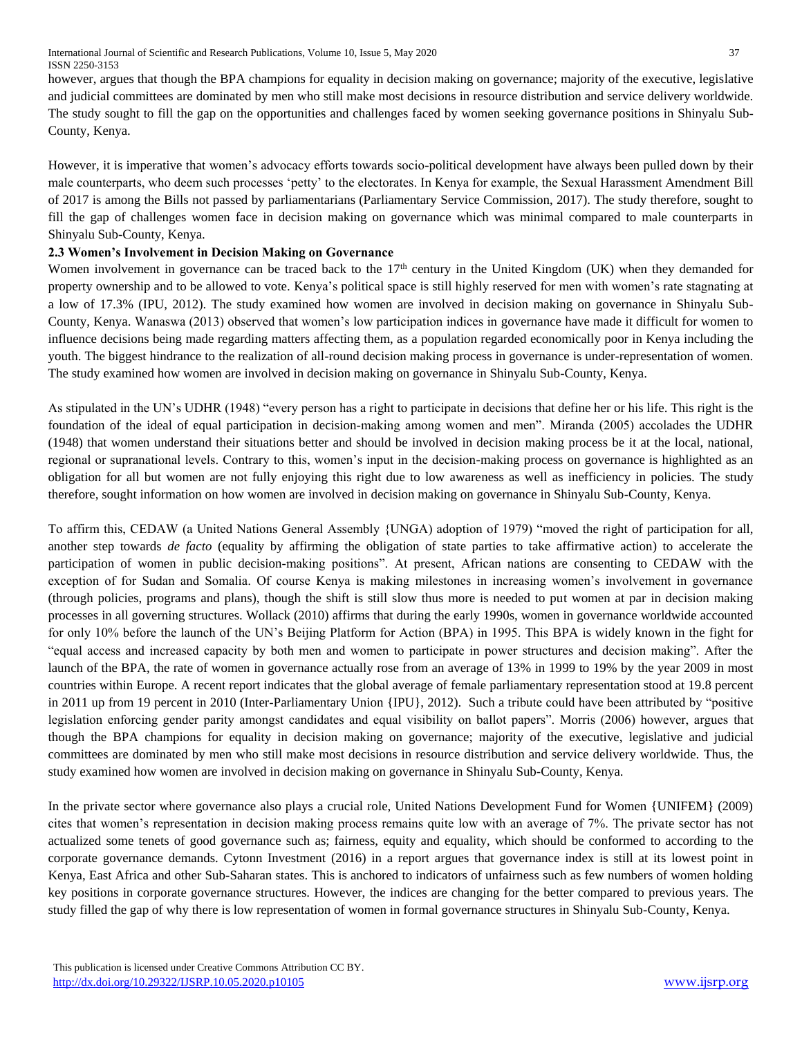however, argues that though the BPA champions for equality in decision making on governance; majority of the executive, legislative and judicial committees are dominated by men who still make most decisions in resource distribution and service delivery worldwide. The study sought to fill the gap on the opportunities and challenges faced by women seeking governance positions in Shinyalu Sub-County, Kenya.

However, it is imperative that women's advocacy efforts towards socio-political development have always been pulled down by their male counterparts, who deem such processes 'petty' to the electorates. In Kenya for example, the Sexual Harassment Amendment Bill of 2017 is among the Bills not passed by parliamentarians (Parliamentary Service Commission, 2017). The study therefore, sought to fill the gap of challenges women face in decision making on governance which was minimal compared to male counterparts in Shinyalu Sub-County, Kenya.

### 2.3 Women's Involvement in Decision Making on Governance

Women involvement in governance can be traced back to the 17th century in the United Kingdom (UK) when they demanded for property ownership and to be allowed to vote. Kenya's political space is still highly reserved for men with women's rate stagnating at a low of 17.3% (IPU, 2012). The study examined how women are involved in decision making on governance in Shinyalu Sub-County, Kenya. Wanaswa (2013) observed that women's low participation indices in governance have made it difficult for women to influence decisions being made regarding matters affecting them, as a population regarded economically poor in Kenya including the youth. The biggest hindrance to the realization of all-round decision making process in governance is under-representation of women. The study examined how women are involved in decision making on governance in Shinyalu Sub-County, Kenya.

As stipulated in the UN's UDHR (1948) "every person has a right to participate in decisions that define her or his life. This right is the foundation of the ideal of equal participation in decision-making among women and men". Miranda (2005) accolades the UDHR (1948) that women understand their situations better and should be involved in decision making process be it at the local, national, regional or supranational levels. Contrary to this, women's input in the decision-making process on governance is highlighted as an obligation for all but women are not fully enjoying this right due to low awareness as well as inefficiency in policies. The study therefore, sought information on how women are involved in decision making on governance in Shinyalu Sub-County, Kenya.

To affirm this, CEDAW (a United Nations General Assembly {UNGA) adoption of 1979) "moved the right of participation for all, another step towards *de facto* (equality by affirming the obligation of state parties to take affirmative action) to accelerate the participation of women in public decision-making positions". At present, African nations are consenting to CEDAW with the exception of for Sudan and Somalia. Of course Kenya is making milestones in increasing women's involvement in governance (through policies, programs and plans), though the shift is still slow thus more is needed to put women at par in decision making processes in all governing structures. Wollack (2010) affirms that during the early 1990s, women in governance worldwide accounted for only 10% before the launch of the UN's Beijing Platform for Action (BPA) in 1995. This BPA is widely known in the fight for "equal access and increased capacity by both men and women to participate in power structures and decision making". After the launch of the BPA, the rate of women in governance actually rose from an average of 13% in 1999 to 19% by the year 2009 in most countries within Europe. A recent report indicates that the global average of female parliamentary representation stood at 19.8 percent in 2011 up from 19 percent in 2010 (Inter-Parliamentary Union {IPU}, 2012). Such a tribute could have been attributed by "positive legislation enforcing gender parity amongst candidates and equal visibility on ballot papers". Morris (2006) however, argues that though the BPA champions for equality in decision making on governance; majority of the executive, legislative and judicial committees are dominated by men who still make most decisions in resource distribution and service delivery worldwide. Thus, the study examined how women are involved in decision making on governance in Shinyalu Sub-County, Kenya.

In the private sector where governance also plays a crucial role, United Nations Development Fund for Women {UNIFEM} (2009) cites that women's representation in decision making process remains quite low with an average of 7%. The private sector has not actualized some tenets of good governance such as; fairness, equity and equality, which should be conformed to according to the corporate governance demands. Cytonn Investment (2016) in a report argues that governance index is still at its lowest point in Kenya, East Africa and other Sub-Saharan states. This is anchored to indicators of unfairness such as few numbers of women holding key positions in corporate governance structures. However, the indices are changing for the better compared to previous years. The study filled the gap of why there is low representation of women in formal governance structures in Shinyalu Sub-County, Kenya.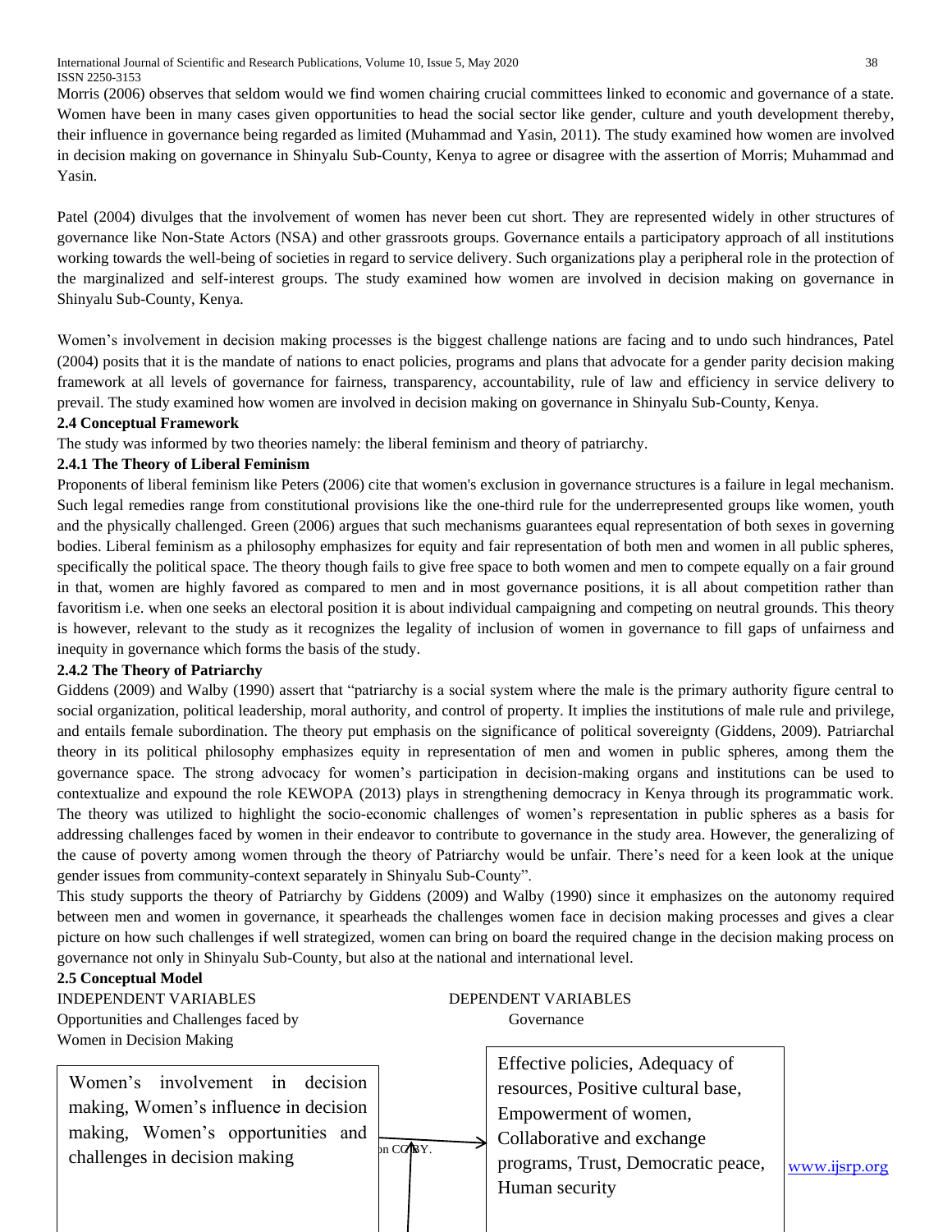Morris (2006) observes that seldom would we find women chairing crucial committees linked to economic and governance of a state. Women have been in many cases given opportunities to head the social sector like gender, culture and youth development thereby, their influence in governance being regarded as limited (Muhammad and Yasin, 2011). The study examined how women are involved in decision making on governance in Shinyalu Sub-County, Kenya to agree or disagree with the assertion of Morris; Muhammad and Yasin.

Patel (2004) divulges that the involvement of women has never been cut short. They are represented widely in other structures of governance like Non-State Actors (NSA) and other grassroots groups. Governance entails a participatory approach of all institutions working towards the well-being of societies in regard to service delivery. Such organizations play a peripheral role in the protection of the marginalized and self-interest groups. The study examined how women are involved in decision making on governance in Shinyalu Sub-County, Kenya.

Women's involvement in decision making processes is the biggest challenge nations are facing and to undo such hindrances, Patel (2004) posits that it is the mandate of nations to enact policies, programs and plans that advocate for a gender parity decision making framework at all levels of governance for fairness, transparency, accountability, rule of law and efficiency in service delivery to prevail. The study examined how women are involved in decision making on governance in Shinyalu Sub-County, Kenya.

### 2.4 Conceptual Framework

The study was informed by two theories namely: the liberal feminism and theory of patriarchy.

#### 2.4.1 The Theory of Liberal Feminism

Proponents of liberal feminism like Peters (2006) cite that women's exclusion in governance structures is a failure in legal mechanism. Such legal remedies range from constitutional provisions like the one-third rule for the underrepresented groups like women, youth and the physically challenged. Green (2006) argues that such mechanisms guarantees equal representation of both sexes in governing bodies. Liberal feminism as a philosophy emphasizes for equity and fair representation of both men and women in all public spheres, specifically the political space. The theory though fails to give free space to both women and men to compete equally on a fair ground in that, women are highly favored as compared to men and in most governance positions, it is all about competition rather than favoritism i.e. when one seeks an electoral position it is about individual campaigning and competing on neutral grounds. This theory is however, relevant to the study as it recognizes the legality of inclusion of women in governance to fill gaps of unfairness and inequity in governance which forms the basis of the study.

#### 2.4.2 The Theory of Patriarchy

Giddens (2009) and Walby (1990) assert that "patriarchy is a social system where the male is the primary authority figure central to social organization, political leadership, moral authority, and control of property. It implies the institutions of male rule and privilege, and entails female subordination. The theory put emphasis on the significance of political sovereignty (Giddens, 2009). Patriarchal theory in its political philosophy emphasizes equity in representation of men and women in public spheres, among them the governance space. The strong advocacy for women's participation in decision-making organs and institutions can be used to contextualize and expound the role KEWOPA (2013) plays in strengthening democracy in Kenya through its programmatic work. The theory was utilized to highlight the socio-economic challenges of women's representation in public spheres as a basis for addressing challenges faced by women in their endeavor to contribute to governance in the study area. However, the generalizing of the cause of poverty among women through the theory of Patriarchy would be unfair. There's need for a keen look at the unique gender issues from community-context separately in Shinyalu Sub-County".

This study supports the theory of Patriarchy by Giddens (2009) and Walby (1990) since it emphasizes on the autonomy required between men and women in governance, it spearheads the challenges women face in decision making processes and gives a clear picture on how such challenges if well strategized, women can bring on board the required change in the decision making process on governance not only in Shinyalu Sub-County, but also at the national and international level.

### 2.5 Conceptual Model

INDEPENDENT VARIABLES

Opportunities and Challenges faced by Women in Decision Making

DEPENDENT VARIABLES

Governance

Women's involvement in decision making, Women's influence in decision making, Women's opportunities and challenges in decision making

Effective policies, Adequacy of resources, Positive cultural base, Empowerment of women, Collaborative and exchange programs, Trust, Democratic peace, Human security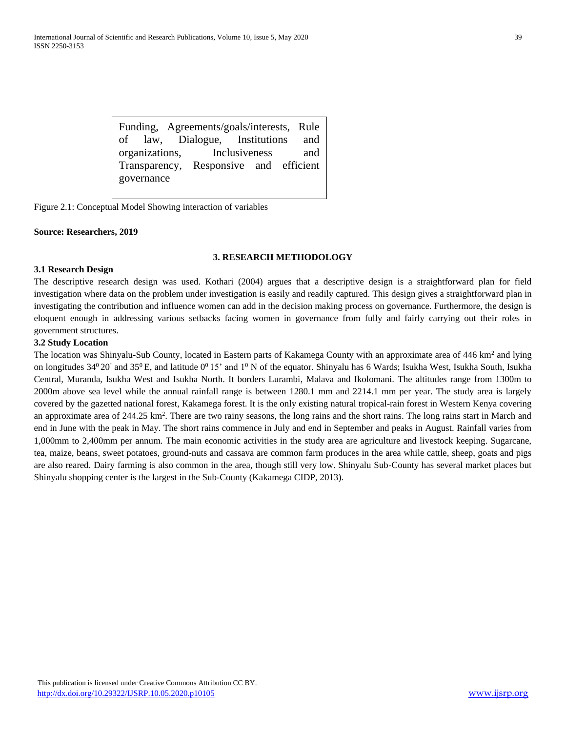Funding, Agreements/goals/interests, Rule of law, Dialogue, Institutions and organizations, Inclusiveness and Transparency, Responsive and efficient governance

Figure 2.1: Conceptual Model Showing interaction of variables

**Source: Researchers, 2019**

## 3. RESEARCH METHODOLOGY

### 3.1 Research Design

The descriptive research design was used. Kothari (2004) argues that a descriptive design is a straightforward plan for field investigation where data on the problem under investigation is easily and readily captured. This design gives a straightforward plan in investigating the contribution and influence women can add in the decision making process on governance. Furthermore, the design is eloquent enough in addressing various setbacks facing women in governance from fully and fairly carrying out their roles in government structures.

### 3.2 Study Location

The location was Shinyalu-Sub County, located in Eastern parts of Kakamega County with an approximate area of 446 km$^2$ and lying on longitudes $34^0$ 20' and $35^0$ E, and latitude $0^0$ 15' and $1^0$ N of the equator. Shinyalu has 6 Wards; Isukha West, Isukha South, Isukha Central, Muranda, Isukha West and Isukha North. It borders Lurambi, Malava and Ikolomani. The altitudes range from 1300m to 2000m above sea level while the annual rainfall range is between 1280.1 mm and 2214.1 mm per year. The study area is largely covered by the gazetted national forest, Kakamega forest. It is the only existing natural tropical-rain forest in Western Kenya covering an approximate area of 244.25 km$^2$. There are two rainy seasons, the long rains and the short rains. The long rains start in March and end in June with the peak in May. The short rains commence in July and end in September and peaks in August. Rainfall varies from 1,000mm to 2,400mm per annum. The main economic activities in the study area are agriculture and livestock keeping. Sugarcane, tea, maize, beans, sweet potatoes, ground-nuts and cassava are common farm produces in the area while cattle, sheep, goats and pigs are also reared. Dairy farming is also common in the area, though still very low. Shinyalu Sub-County has several market places but Shinyalu shopping center is the largest in the Sub-County (Kakamega CIDP, 2013).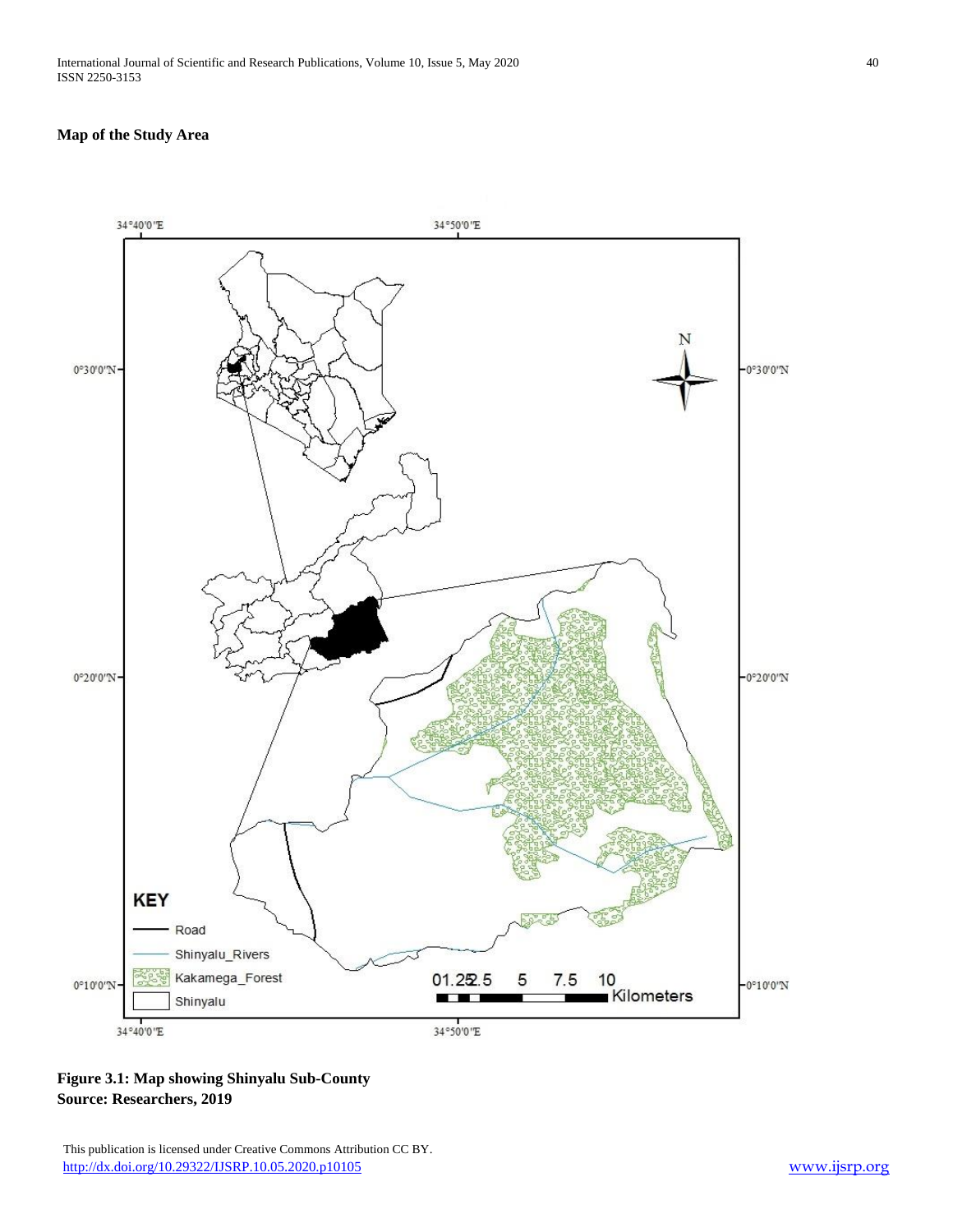**Map of the Study Area**

**Figure 3.1: Map showing Shinyalu Sub-County**
**Source: Researchers, 2019**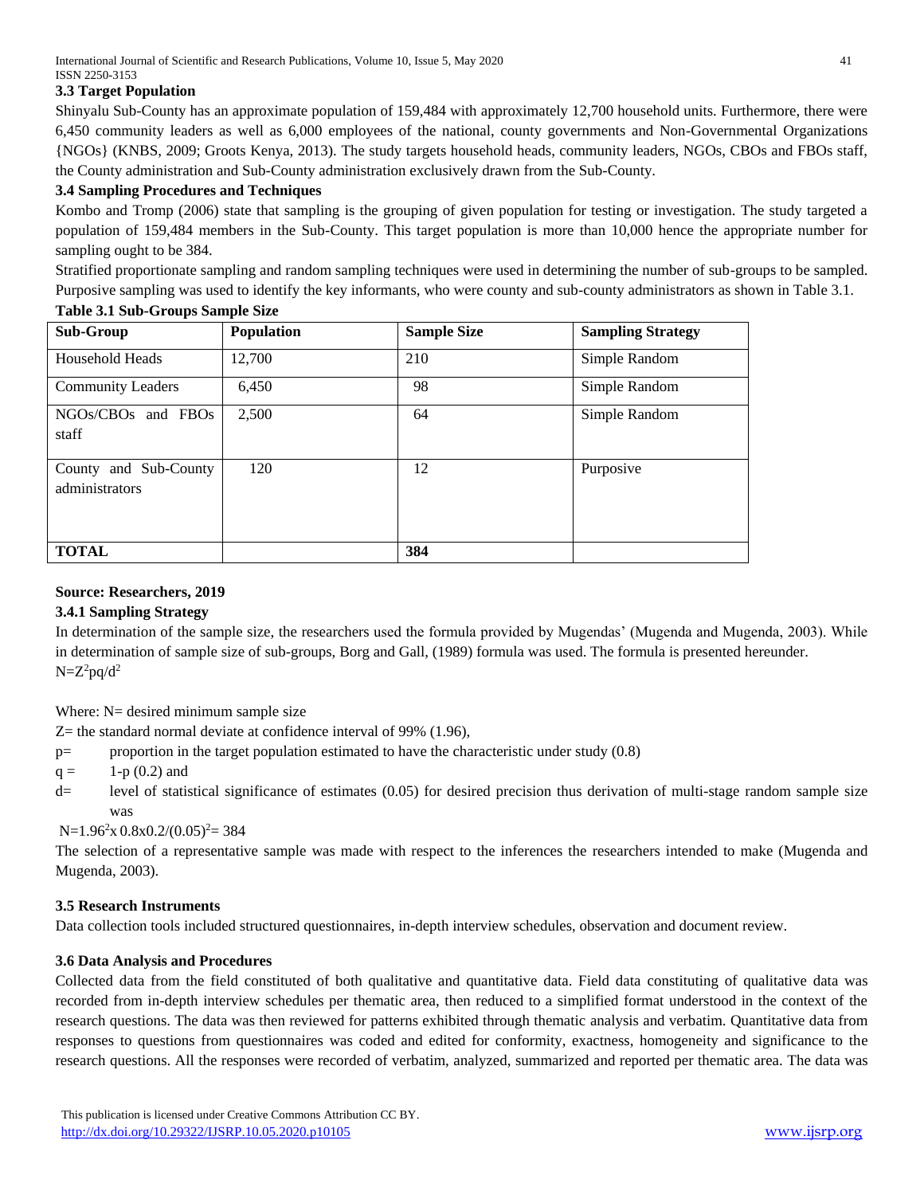### 3.3 Target Population

Shinyalu Sub-County has an approximate population of 159,484 with approximately 12,700 household units. Furthermore, there were 6,450 community leaders as well as 6,000 employees of the national, county governments and Non-Governmental Organizations {NGOs} (KNBS, 2009; Groots Kenya, 2013). The study targets household heads, community leaders, NGOs, CBOs and FBOs staff, the County administration and Sub-County administration exclusively drawn from the Sub-County.

### 3.4 Sampling Procedures and Techniques

Kombo and Tromp (2006) state that sampling is the grouping of given population for testing or investigation. The study targeted a population of 159,484 members in the Sub-County. This target population is more than 10,000 hence the appropriate number for sampling ought to be 384.

Stratified proportionate sampling and random sampling techniques were used in determining the number of sub-groups to be sampled. Purposive sampling was used to identify the key informants, who were county and sub-county administrators as shown in Table 3.1.

**Table 3.1 Sub-Groups Sample Size**

| Sub-Group | Population | Sample Size | Sampling Strategy |
|---|---|---|---|
| Household Heads | 12,700 | 210 | Simple Random |
| Community Leaders | 6,450 | 98 | Simple Random |
| NGOs/CBOs and FBOs staff | 2,500 | 64 | Simple Random |
| County and Sub-County administrators | 120 | 12 | Purposive |
| **TOTAL** | | **384** | |

**Source: Researchers, 2019**

#### 3.4.1 Sampling Strategy

In determination of the sample size, the researchers used the formula provided by Mugendas' (Mugenda and Mugenda, 2003). While in determination of sample size of sub-groups, Borg and Gall, (1989) formula was used. The formula is presented hereunder.

$N=Z^2pq/d^2$

Where: N= desired minimum sample size

Z= the standard normal deviate at confidence interval of 99% (1.96),

p= proportion in the target population estimated to have the characteristic under study (0.8)

q = 1-p (0.2) and

d= level of statistical significance of estimates (0.05) for desired precision thus derivation of multi-stage random sample size was

$N=1.96^2 x\ 0.8x0.2/(0.05)^2= 384$

The selection of a representative sample was made with respect to the inferences the researchers intended to make (Mugenda and Mugenda, 2003).

### 3.5 Research Instruments

Data collection tools included structured questionnaires, in-depth interview schedules, observation and document review.

### 3.6 Data Analysis and Procedures

Collected data from the field constituted of both qualitative and quantitative data. Field data constituting of qualitative data was recorded from in-depth interview schedules per thematic area, then reduced to a simplified format understood in the context of the research questions. The data was then reviewed for patterns exhibited through thematic analysis and verbatim. Quantitative data from responses to questions from questionnaires was coded and edited for conformity, exactness, homogeneity and significance to the research questions. All the responses were recorded of verbatim, analyzed, summarized and reported per thematic area. The data was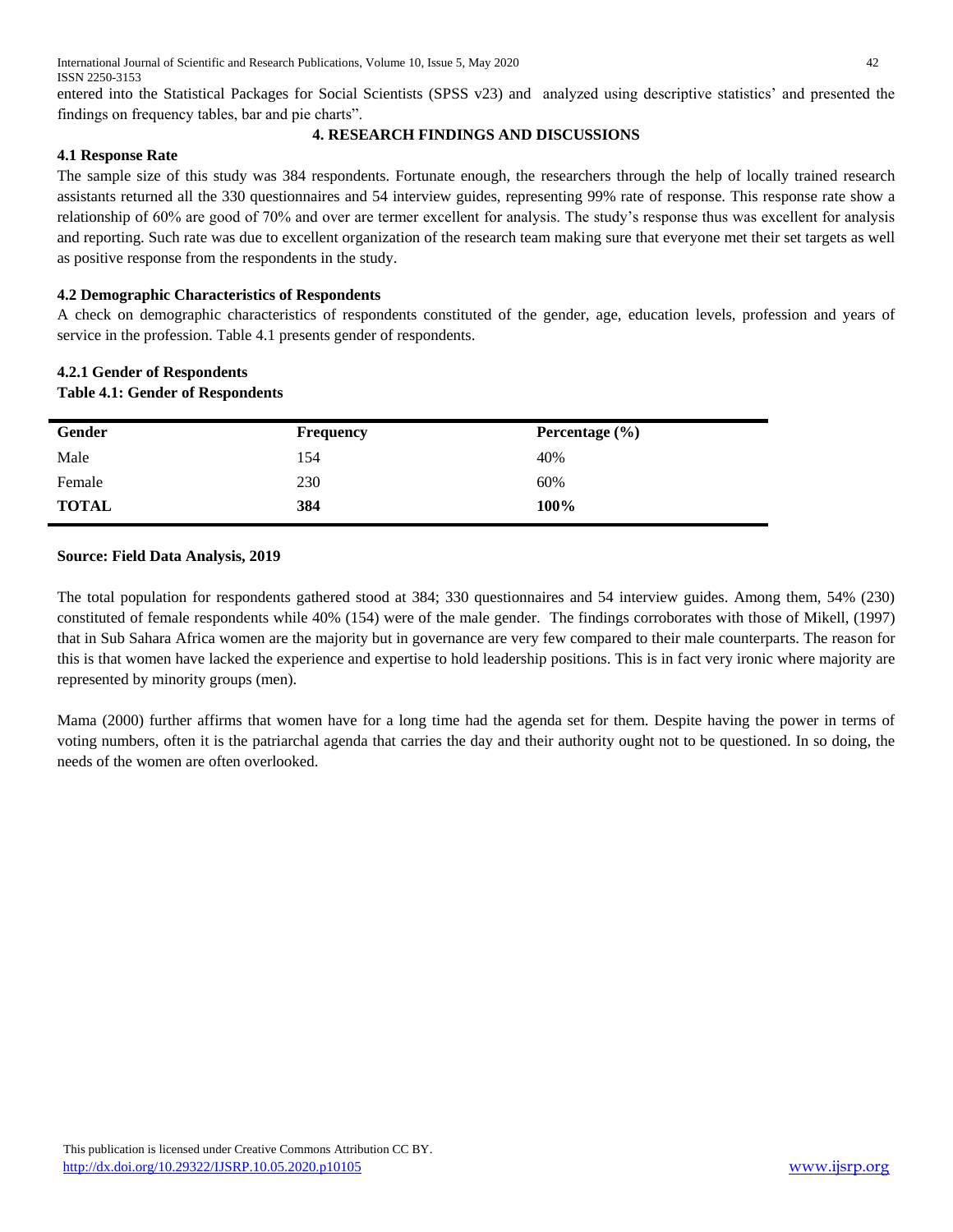entered into the Statistical Packages for Social Scientists (SPSS v23) and analyzed using descriptive statistics' and presented the findings on frequency tables, bar and pie charts".

## 4. RESEARCH FINDINGS AND DISCUSSIONS

### 4.1 Response Rate

The sample size of this study was 384 respondents. Fortunate enough, the researchers through the help of locally trained research assistants returned all the 330 questionnaires and 54 interview guides, representing 99% rate of response. This response rate show a relationship of 60% are good of 70% and over are termer excellent for analysis. The study's response thus was excellent for analysis and reporting. Such rate was due to excellent organization of the research team making sure that everyone met their set targets as well as positive response from the respondents in the study.

### 4.2 Demographic Characteristics of Respondents

A check on demographic characteristics of respondents constituted of the gender, age, education levels, profession and years of service in the profession. Table 4.1 presents gender of respondents.

#### 4.2.1 Gender of Respondents

**Table 4.1: Gender of Respondents**

| Gender | Frequency | Percentage (%) |
|---|---|---|
| Male | 154 | 40% |
| Female | 230 | 60% |
| **TOTAL** | **384** | **100%** |

**Source: Field Data Analysis, 2019**

The total population for respondents gathered stood at 384; 330 questionnaires and 54 interview guides. Among them, 54% (230) constituted of female respondents while 40% (154) were of the male gender. The findings corroborates with those of Mikell, (1997) that in Sub Sahara Africa women are the majority but in governance are very few compared to their male counterparts. The reason for this is that women have lacked the experience and expertise to hold leadership positions. This is in fact very ironic where majority are represented by minority groups (men).

Mama (2000) further affirms that women have for a long time had the agenda set for them. Despite having the power in terms of voting numbers, often it is the patriarchal agenda that carries the day and their authority ought not to be questioned. In so doing, the needs of the women are often overlooked.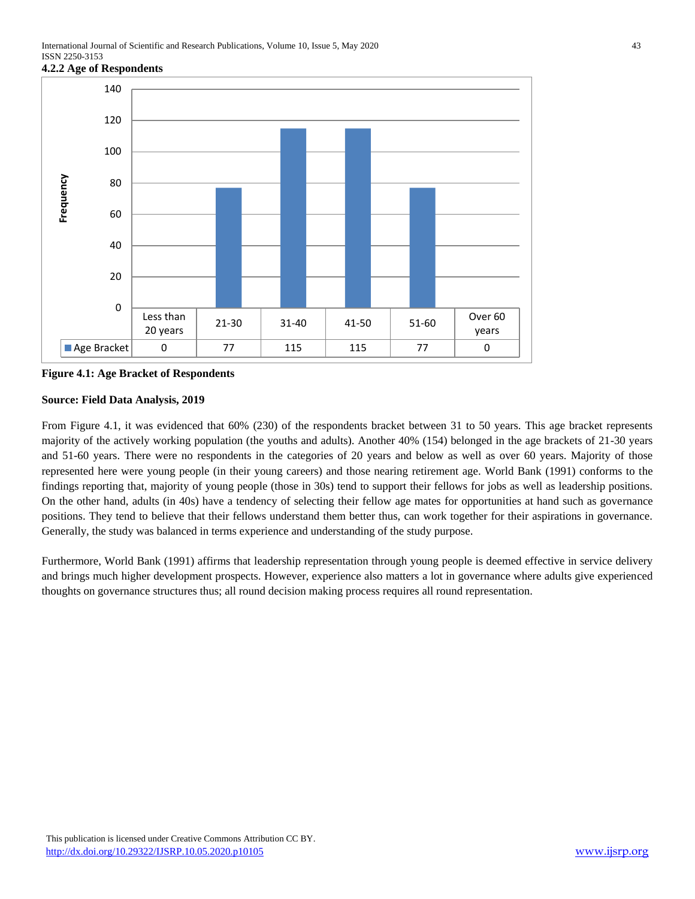### 4.2.2 Age of Respondents

| | Less than 20 years | 21-30 | 31-40 | 41-50 | 51-60 | Over 60 years |
|---|---|---|---|---|---|---|
| Age Bracket | 0 | 77 | 115 | 115 | 77 | 0 |

**Figure 4.1: Age Bracket of Respondents**

**Source: Field Data Analysis, 2019**

From Figure 4.1, it was evidenced that 60% (230) of the respondents bracket between 31 to 50 years. This age bracket represents majority of the actively working population (the youths and adults). Another 40% (154) belonged in the age brackets of 21-30 years and 51-60 years. There were no respondents in the categories of 20 years and below as well as over 60 years. Majority of those represented here were young people (in their young careers) and those nearing retirement age. World Bank (1991) conforms to the findings reporting that, majority of young people (those in 30s) tend to support their fellows for jobs as well as leadership positions. On the other hand, adults (in 40s) have a tendency of selecting their fellow age mates for opportunities at hand such as governance positions. They tend to believe that their fellows understand them better thus, can work together for their aspirations in governance. Generally, the study was balanced in terms experience and understanding of the study purpose.

Furthermore, World Bank (1991) affirms that leadership representation through young people is deemed effective in service delivery and brings much higher development prospects. However, experience also matters a lot in governance where adults give experienced thoughts on governance structures thus; all round decision making process requires all round representation.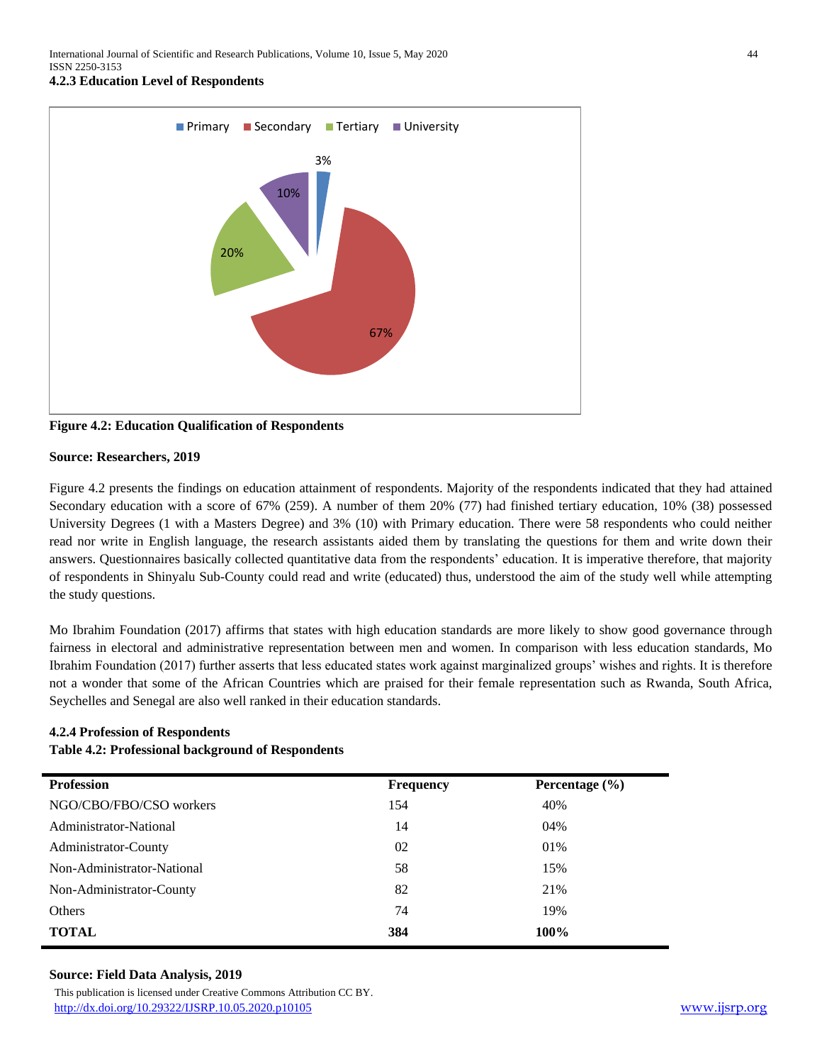### 4.2.3 Education Level of Respondents

**Figure 4.2: Education Qualification of Respondents**

**Source: Researchers, 2019**

Figure 4.2 presents the findings on education attainment of respondents. Majority of the respondents indicated that they had attained Secondary education with a score of 67% (259). A number of them 20% (77) had finished tertiary education, 10% (38) possessed University Degrees (1 with a Masters Degree) and 3% (10) with Primary education. There were 58 respondents who could neither read nor write in English language, the research assistants aided them by translating the questions for them and write down their answers. Questionnaires basically collected quantitative data from the respondents' education. It is imperative therefore, that majority of respondents in Shinyalu Sub-County could read and write (educated) thus, understood the aim of the study well while attempting the study questions.

Mo Ibrahim Foundation (2017) affirms that states with high education standards are more likely to show good governance through fairness in electoral and administrative representation between men and women. In comparison with less education standards, Mo Ibrahim Foundation (2017) further asserts that less educated states work against marginalized groups' wishes and rights. It is therefore not a wonder that some of the African Countries which are praised for their female representation such as Rwanda, South Africa, Seychelles and Senegal are also well ranked in their education standards.

### 4.2.4 Profession of Respondents

**Table 4.2: Professional background of Respondents**

| Profession | Frequency | Percentage (%) |
|---|---|---|
| NGO/CBO/FBO/CSO workers | 154 | 40% |
| Administrator-National | 14 | 04% |
| Administrator-County | 02 | 01% |
| Non-Administrator-National | 58 | 15% |
| Non-Administrator-County | 82 | 21% |
| Others | 74 | 19% |
| **TOTAL** | **384** | **100%** |

**Source: Field Data Analysis, 2019**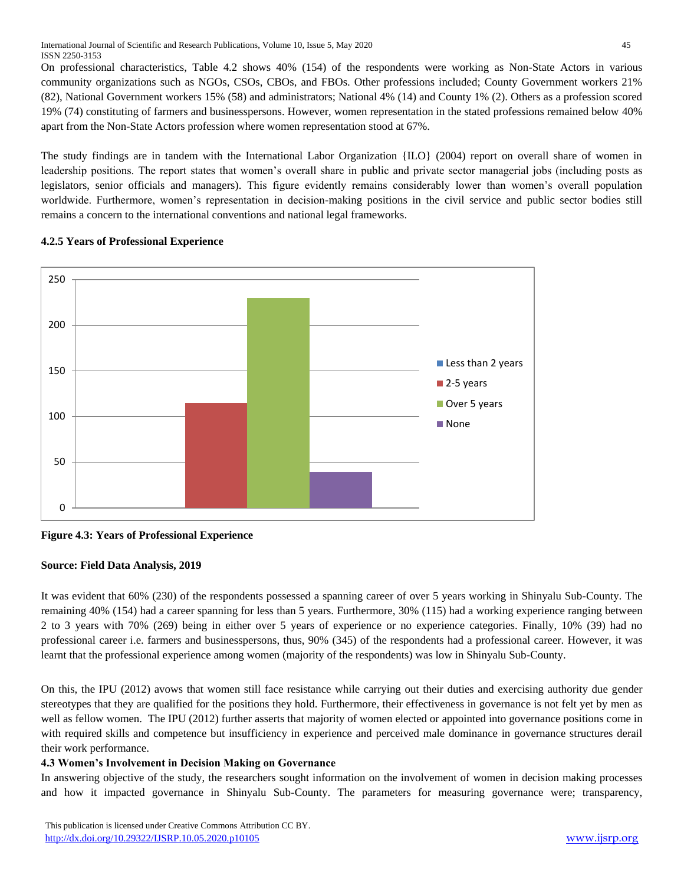On professional characteristics, Table 4.2 shows 40% (154) of the respondents were working as Non-State Actors in various community organizations such as NGOs, CSOs, CBOs, and FBOs. Other professions included; County Government workers 21% (82), National Government workers 15% (58) and administrators; National 4% (14) and County 1% (2). Others as a profession scored 19% (74) constituting of farmers and businesspersons. However, women representation in the stated professions remained below 40% apart from the Non-State Actors profession where women representation stood at 67%.

The study findings are in tandem with the International Labor Organization {ILO} (2004) report on overall share of women in leadership positions. The report states that women's overall share in public and private sector managerial jobs (including posts as legislators, senior officials and managers). This figure evidently remains considerably lower than women's overall population worldwide. Furthermore, women's representation in decision-making positions in the civil service and public sector bodies still remains a concern to the international conventions and national legal frameworks.

### 4.2.5 Years of Professional Experience

**Figure 4.3: Years of Professional Experience**

**Source: Field Data Analysis, 2019**

It was evident that 60% (230) of the respondents possessed a spanning career of over 5 years working in Shinyalu Sub-County. The remaining 40% (154) had a career spanning for less than 5 years. Furthermore, 30% (115) had a working experience ranging between 2 to 3 years with 70% (269) being in either over 5 years of experience or no experience categories. Finally, 10% (39) had no professional career i.e. farmers and businesspersons, thus, 90% (345) of the respondents had a professional career. However, it was learnt that the professional experience among women (majority of the respondents) was low in Shinyalu Sub-County.

On this, the IPU (2012) avows that women still face resistance while carrying out their duties and exercising authority due gender stereotypes that they are qualified for the positions they hold. Furthermore, their effectiveness in governance is not felt yet by men as well as fellow women. The IPU (2012) further asserts that majority of women elected or appointed into governance positions come in with required skills and competence but insufficiency in experience and perceived male dominance in governance structures derail their work performance.

### 4.3 Women's Involvement in Decision Making on Governance

In answering objective of the study, the researchers sought information on the involvement of women in decision making processes and how it impacted governance in Shinyalu Sub-County. The parameters for measuring governance were; transparency,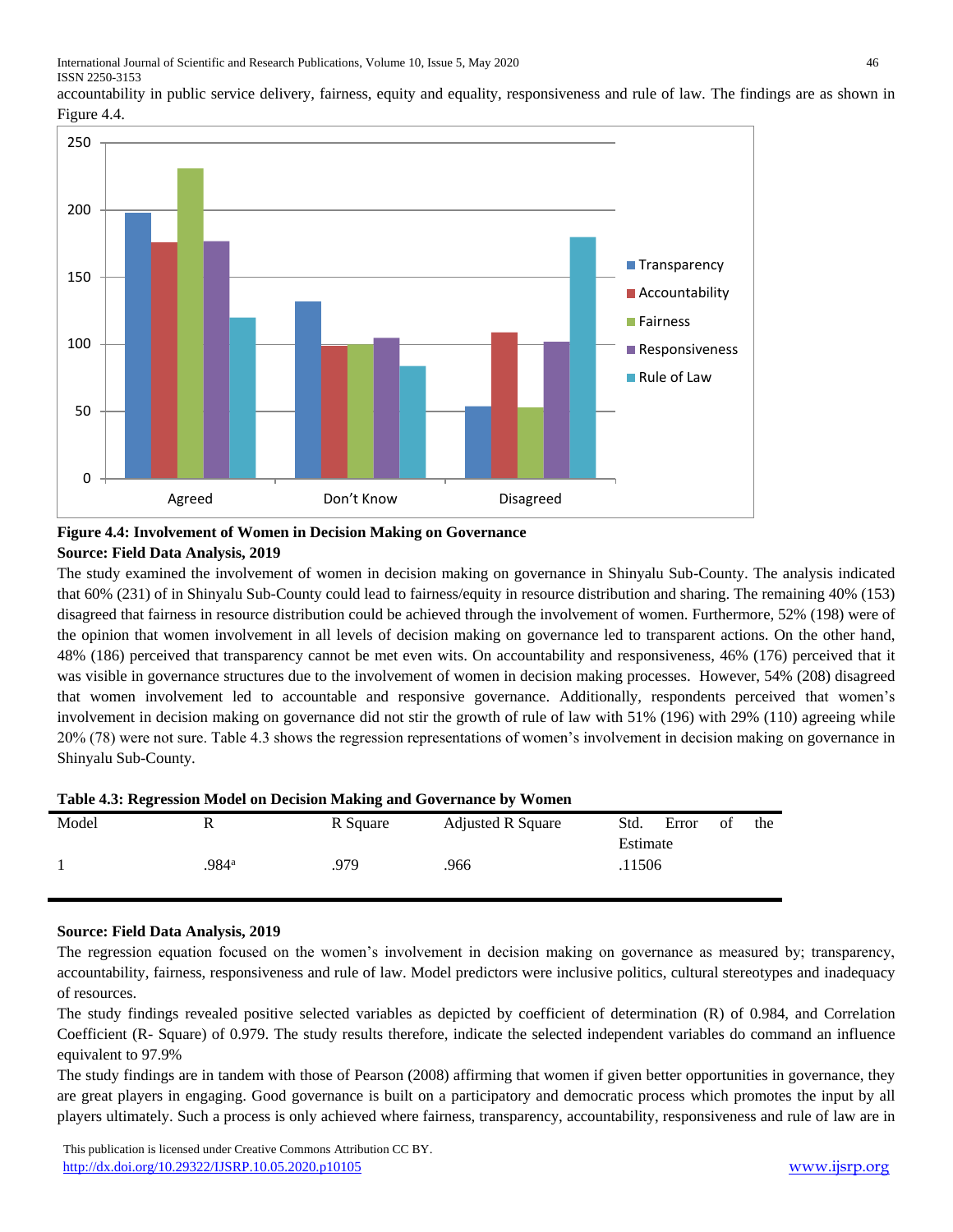accountability in public service delivery, fairness, equity and equality, responsiveness and rule of law. The findings are as shown in Figure 4.4.

**Figure 4.4: Involvement of Women in Decision Making on Governance**
**Source: Field Data Analysis, 2019**

The study examined the involvement of women in decision making on governance in Shinyalu Sub-County. The analysis indicated that 60% (231) of in Shinyalu Sub-County could lead to fairness/equity in resource distribution and sharing. The remaining 40% (153) disagreed that fairness in resource distribution could be achieved through the involvement of women. Furthermore, 52% (198) were of the opinion that women involvement in all levels of decision making on governance led to transparent actions. On the other hand, 48% (186) perceived that transparency cannot be met even wits. On accountability and responsiveness, 46% (176) perceived that it was visible in governance structures due to the involvement of women in decision making processes. However, 54% (208) disagreed that women involvement led to accountable and responsive governance. Additionally, respondents perceived that women's involvement in decision making on governance did not stir the growth of rule of law with 51% (196) with 29% (110) agreeing while 20% (78) were not sure. Table 4.3 shows the regression representations of women's involvement in decision making on governance in Shinyalu Sub-County.

**Table 4.3: Regression Model on Decision Making and Governance by Women**

| Model | R | R Square | Adjusted R Square | Std. Error of the Estimate |
|---|---|---|---|---|
| 1 | .984[a] | .979 | .966 | .11506 |

**Source: Field Data Analysis, 2019**

The regression equation focused on the women's involvement in decision making on governance as measured by; transparency, accountability, fairness, responsiveness and rule of law. Model predictors were inclusive politics, cultural stereotypes and inadequacy of resources.

The study findings revealed positive selected variables as depicted by coefficient of determination (R) of 0.984, and Correlation Coefficient (R- Square) of 0.979. The study results therefore, indicate the selected independent variables do command an influence equivalent to 97.9%

The study findings are in tandem with those of Pearson (2008) affirming that women if given better opportunities in governance, they are great players in engaging. Good governance is built on a participatory and democratic process which promotes the input by all players ultimately. Such a process is only achieved where fairness, transparency, accountability, responsiveness and rule of law are in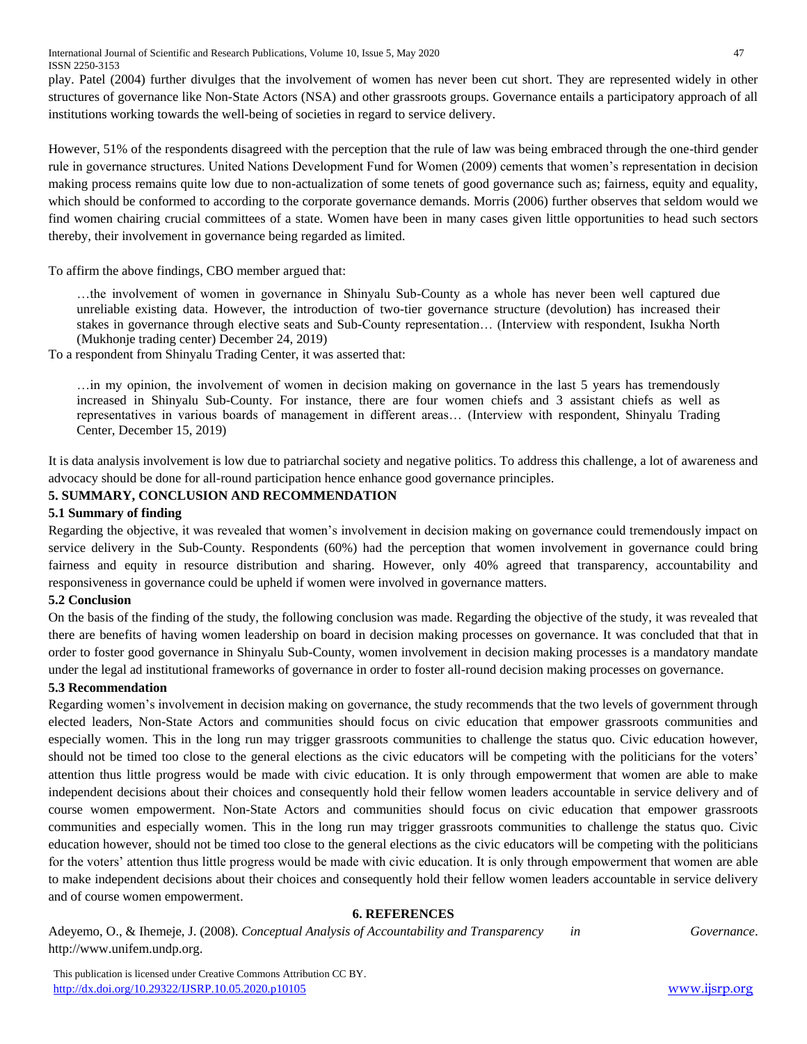play. Patel (2004) further divulges that the involvement of women has never been cut short. They are represented widely in other structures of governance like Non-State Actors (NSA) and other grassroots groups. Governance entails a participatory approach of all institutions working towards the well-being of societies in regard to service delivery.

However, 51% of the respondents disagreed with the perception that the rule of law was being embraced through the one-third gender rule in governance structures. United Nations Development Fund for Women (2009) cements that women's representation in decision making process remains quite low due to non-actualization of some tenets of good governance such as; fairness, equity and equality, which should be conformed to according to the corporate governance demands. Morris (2006) further observes that seldom would we find women chairing crucial committees of a state. Women have been in many cases given little opportunities to head such sectors thereby, their involvement in governance being regarded as limited.

To affirm the above findings, CBO member argued that:

> …the involvement of women in governance in Shinyalu Sub-County as a whole has never been well captured due unreliable existing data. However, the introduction of two-tier governance structure (devolution) has increased their stakes in governance through elective seats and Sub-County representation… (Interview with respondent, Isukha North (Mukhonje trading center) December 24, 2019)

To a respondent from Shinyalu Trading Center, it was asserted that:

> …in my opinion, the involvement of women in decision making on governance in the last 5 years has tremendously increased in Shinyalu Sub-County. For instance, there are four women chiefs and 3 assistant chiefs as well as representatives in various boards of management in different areas… (Interview with respondent, Shinyalu Trading Center, December 15, 2019)

It is data analysis involvement is low due to patriarchal society and negative politics. To address this challenge, a lot of awareness and advocacy should be done for all-round participation hence enhance good governance principles.

## 5. SUMMARY, CONCLUSION AND RECOMMENDATION

### 5.1 Summary of finding

Regarding the objective, it was revealed that women's involvement in decision making on governance could tremendously impact on service delivery in the Sub-County. Respondents (60%) had the perception that women involvement in governance could bring fairness and equity in resource distribution and sharing. However, only 40% agreed that transparency, accountability and responsiveness in governance could be upheld if women were involved in governance matters.

### 5.2 Conclusion

On the basis of the finding of the study, the following conclusion was made. Regarding the objective of the study, it was revealed that there are benefits of having women leadership on board in decision making processes on governance. It was concluded that that in order to foster good governance in Shinyalu Sub-County, women involvement in decision making processes is a mandatory mandate under the legal ad institutional frameworks of governance in order to foster all-round decision making processes on governance.

### 5.3 Recommendation

Regarding women's involvement in decision making on governance, the study recommends that the two levels of government through elected leaders, Non-State Actors and communities should focus on civic education that empower grassroots communities and especially women. This in the long run may trigger grassroots communities to challenge the status quo. Civic education however, should not be timed too close to the general elections as the civic educators will be competing with the politicians for the voters' attention thus little progress would be made with civic education. It is only through empowerment that women are able to make independent decisions about their choices and consequently hold their fellow women leaders accountable in service delivery and of course women empowerment. Non-State Actors and communities should focus on civic education that empower grassroots communities and especially women. This in the long run may trigger grassroots communities to challenge the status quo. Civic education however, should not be timed too close to the general elections as the civic educators will be competing with the politicians for the voters' attention thus little progress would be made with civic education. It is only through empowerment that women are able to make independent decisions about their choices and consequently hold their fellow women leaders accountable in service delivery and of course women empowerment.

## 6. REFERENCES

Adeyemo, O., & Ihemeje, J. (2008). *Conceptual Analysis of Accountability and Transparency in Governance*. http://www.unifem.undp.org.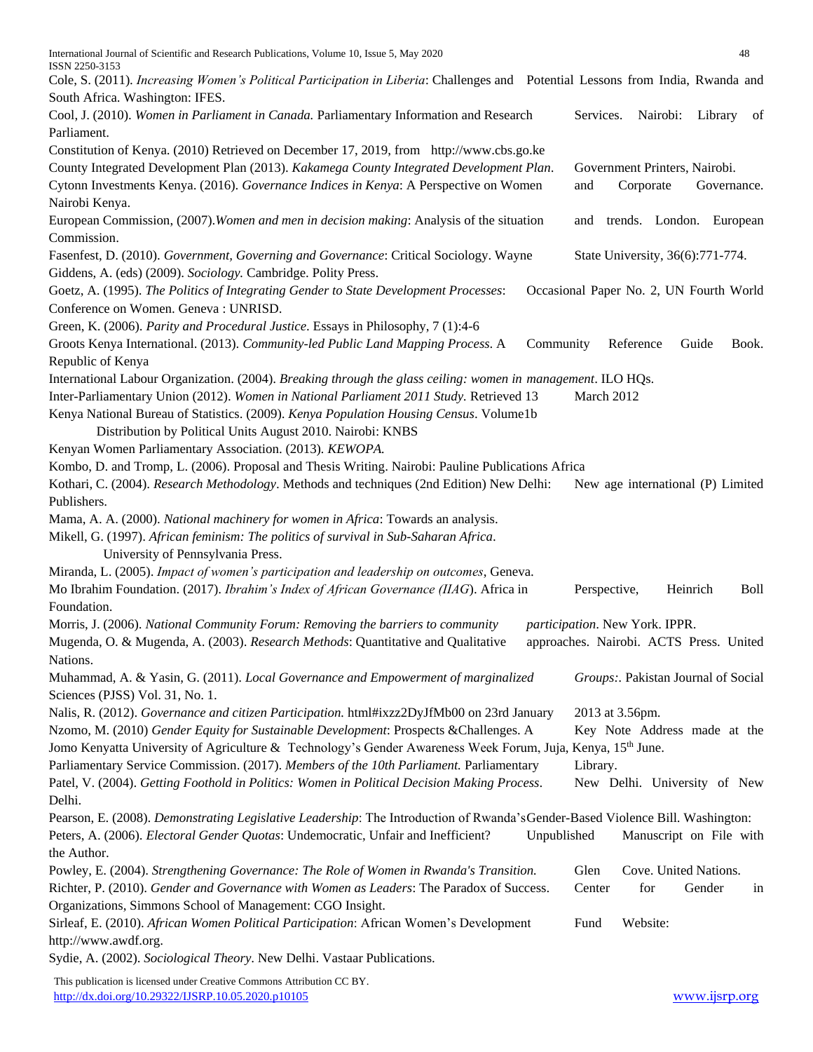Cole, S. (2011). *Increasing Women's Political Participation in Liberia*: Challenges and Potential Lessons from India, Rwanda and South Africa. Washington: IFES.

Cool, J. (2010). *Women in Parliament in Canada.* Parliamentary Information and Research Services. Nairobi: Library of Parliament.

Constitution of Kenya. (2010) Retrieved on December 17, 2019, from http://www.cbs.go.ke

County Integrated Development Plan (2013). *Kakamega County Integrated Development Plan*. Government Printers, Nairobi.

Cytonn Investments Kenya. (2016). *Governance Indices in Kenya*: A Perspective on Women and Corporate Governance. Nairobi Kenya.

European Commission, (2007).*Women and men in decision making*: Analysis of the situation and trends. London. European Commission.

Fasenfest, D. (2010). *Government, Governing and Governance*: Critical Sociology. Wayne State University, 36(6):771-774.

Giddens, A. (eds) (2009). *Sociology.* Cambridge. Polity Press.

Goetz, A. (1995). *The Politics of Integrating Gender to State Development Processes*: Occasional Paper No. 2, UN Fourth World Conference on Women. Geneva : UNRISD.

Green, K. (2006). *Parity and Procedural Justice*. Essays in Philosophy, 7 (1):4-6

Groots Kenya International. (2013). *Community-led Public Land Mapping Process.* A Community Reference Guide Book. Republic of Kenya

International Labour Organization. (2004). *Breaking through the glass ceiling: women in management*. ILO HQs.

Inter-Parliamentary Union (2012). *Women in National Parliament 2011 Study.* Retrieved 13 March 2012

Kenya National Bureau of Statistics. (2009). *Kenya Population Housing Census*. Volume1b Distribution by Political Units August 2010. Nairobi: KNBS

Kenyan Women Parliamentary Association. (2013). *KEWOPA.*

Kombo, D. and Tromp, L. (2006). Proposal and Thesis Writing. Nairobi: Pauline Publications Africa

Kothari, C. (2004). *Research Methodology*. Methods and techniques (2nd Edition) New Delhi: New age international (P) Limited Publishers.

Mama, A. A. (2000). *National machinery for women in Africa*: Towards an analysis.

Mikell, G. (1997). *African feminism: The politics of survival in Sub-Saharan Africa.* University of Pennsylvania Press.

Miranda, L. (2005). *Impact of women's participation and leadership on outcomes*, Geneva.

Mo Ibrahim Foundation. (2017). *Ibrahim's Index of African Governance (IIAG*). Africa in Perspective, Heinrich Boll Foundation.

Morris, J. (2006). *National Community Forum: Removing the barriers to community participation*. New York. IPPR.

Mugenda, O. & Mugenda, A. (2003). *Research Methods*: Quantitative and Qualitative approaches. Nairobi. ACTS Press. United Nations.

Muhammad, A. & Yasin, G. (2011). *Local Governance and Empowerment of marginalized Groups:*. Pakistan Journal of Social Sciences (PJSS) Vol. 31, No. 1.

Nalis, R. (2012). *Governance and citizen Participation.* html#ixzz2DyJfMb00 on 23rd January 2013 at 3.56pm.

Nzomo, M. (2010) *Gender Equity for Sustainable Development*: Prospects &Challenges. A Key Note Address made at the Jomo Kenyatta University of Agriculture & Technology's Gender Awareness Week Forum, Juja, Kenya, 15th June.

Parliamentary Service Commission. (2017). *Members of the 10th Parliament.* Parliamentary Library.

Patel, V. (2004). *Getting Foothold in Politics: Women in Political Decision Making Process*. New Delhi. University of New Delhi.

Pearson, E. (2008). *Demonstrating Legislative Leadership*: The Introduction of Rwanda'sGender-Based Violence Bill. Washington:

Peters, A. (2006). *Electoral Gender Quotas*: Undemocratic, Unfair and Inefficient? Unpublished Manuscript on File with the Author.

Powley, E. (2004). *Strengthening Governance: The Role of Women in Rwanda's Transition.* Glen Cove. United Nations.

Richter, P. (2010). *Gender and Governance with Women as Leaders*: The Paradox of Success. Center for Gender in Organizations, Simmons School of Management: CGO Insight.

Sirleaf, E. (2010). *African Women Political Participation*: African Women's Development Fund Website: http://www.awdf.org.

Sydie, A. (2002). *Sociological Theory*. New Delhi. Vastaar Publications.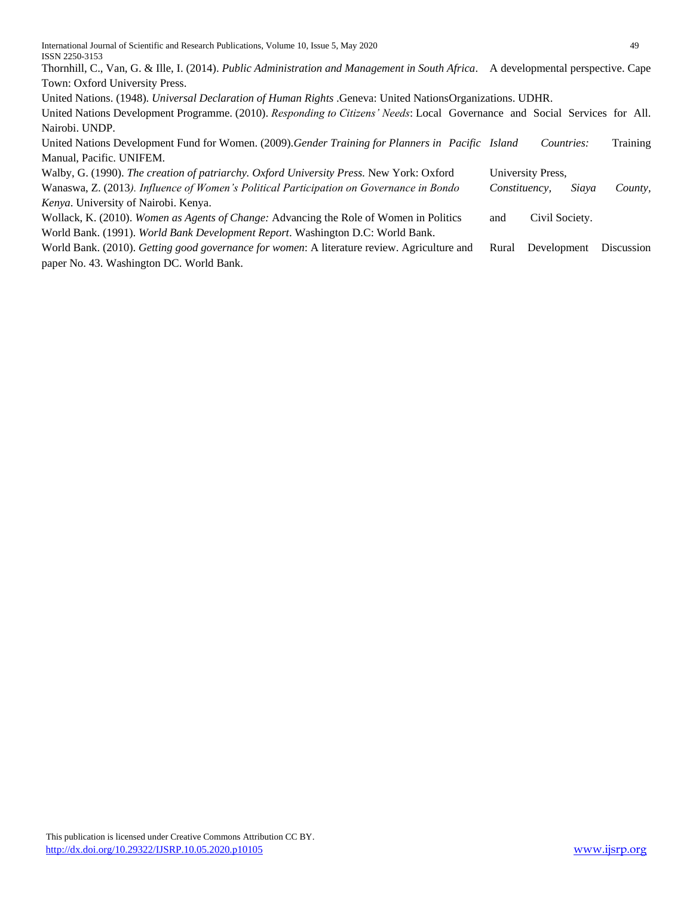Thornhill, C., Van, G. & Ille, I. (2014). *Public Administration and Management in South Africa*. A developmental perspective. Cape Town: Oxford University Press.

United Nations. (1948). *Universal Declaration of Human Rights* .Geneva: United NationsOrganizations. UDHR.

United Nations Development Programme. (2010). *Responding to Citizens' Needs*: Local Governance and Social Services for All. Nairobi. UNDP.

United Nations Development Fund for Women. (2009).*Gender Training for Planners in Pacific Island Countries:* Training Manual, Pacific. UNIFEM.

Walby, G. (1990). *The creation of patriarchy. Oxford University Press.* New York: Oxford University Press,

Wanaswa, Z. (2013*). Influence of Women's Political Participation on Governance in Bondo Constituency, Siaya County, Kenya*. University of Nairobi. Kenya.

Wollack, K. (2010). *Women as Agents of Change:* Advancing the Role of Women in Politics and Civil Society.

World Bank. (1991). *World Bank Development Report*. Washington D.C: World Bank.

World Bank. (2010). *Getting good governance for women*: A literature review. Agriculture and Rural Development Discussion paper No. 43. Washington DC. World Bank.